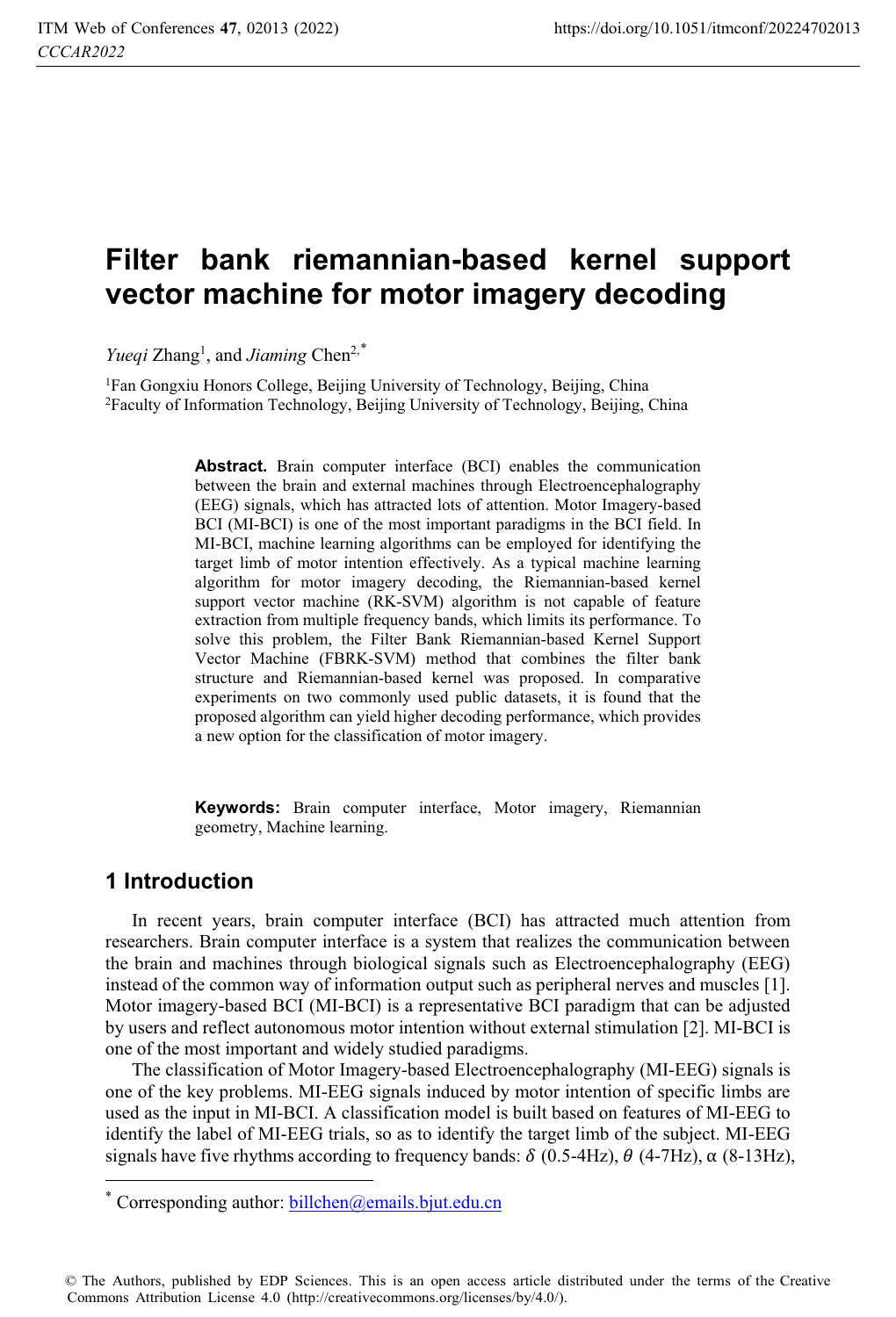# Filter bank riemannian-based kernel support vector machine for motor imagery decoding

*Yueqi* Zhang[1], and *Jiaming* Chen[2,*]

[1]Fan Gongxiu Honors College, Beijing University of Technology, Beijing, China
[2]Faculty of Information Technology, Beijing University of Technology, Beijing, China

**Abstract.** Brain computer interface (BCI) enables the communication between the brain and external machines through Electroencephalography (EEG) signals, which has attracted lots of attention. Motor Imagery-based BCI (MI-BCI) is one of the most important paradigms in the BCI field. In MI-BCI, machine learning algorithms can be employed for identifying the target limb of motor intention effectively. As a typical machine learning algorithm for motor imagery decoding, the Riemannian-based kernel support vector machine (RK-SVM) algorithm is not capable of feature extraction from multiple frequency bands, which limits its performance. To solve this problem, the Filter Bank Riemannian-based Kernel Support Vector Machine (FBRK-SVM) method that combines the filter bank structure and Riemannian-based kernel was proposed. In comparative experiments on two commonly used public datasets, it is found that the proposed algorithm can yield higher decoding performance, which provides a new option for the classification of motor imagery.

**Keywords:** Brain computer interface, Motor imagery, Riemannian geometry, Machine learning.

## 1 Introduction

In recent years, brain computer interface (BCI) has attracted much attention from researchers. Brain computer interface is a system that realizes the communication between the brain and machines through biological signals such as Electroencephalography (EEG) instead of the common way of information output such as peripheral nerves and muscles [1]. Motor imagery-based BCI (MI-BCI) is a representative BCI paradigm that can be adjusted by users and reflect autonomous motor intention without external stimulation [2]. MI-BCI is one of the most important and widely studied paradigms.

The classification of Motor Imagery-based Electroencephalography (MI-EEG) signals is one of the key problems. MI-EEG signals induced by motor intention of specific limbs are used as the input in MI-BCI. A classification model is built based on features of MI-EEG to identify the label of MI-EEG trials, so as to identify the target limb of the subject. MI-EEG signals have five rhythms according to frequency bands: $\delta$ (0.5-4Hz), $\theta$ (4-7Hz), $\alpha$ (8-13Hz),

* Corresponding author: billchen@emails.bjut.edu.cn

© The Authors, published by EDP Sciences. This is an open access article distributed under the terms of the Creative Commons Attribution License 4.0 (http://creativecommons.org/licenses/by/4.0/).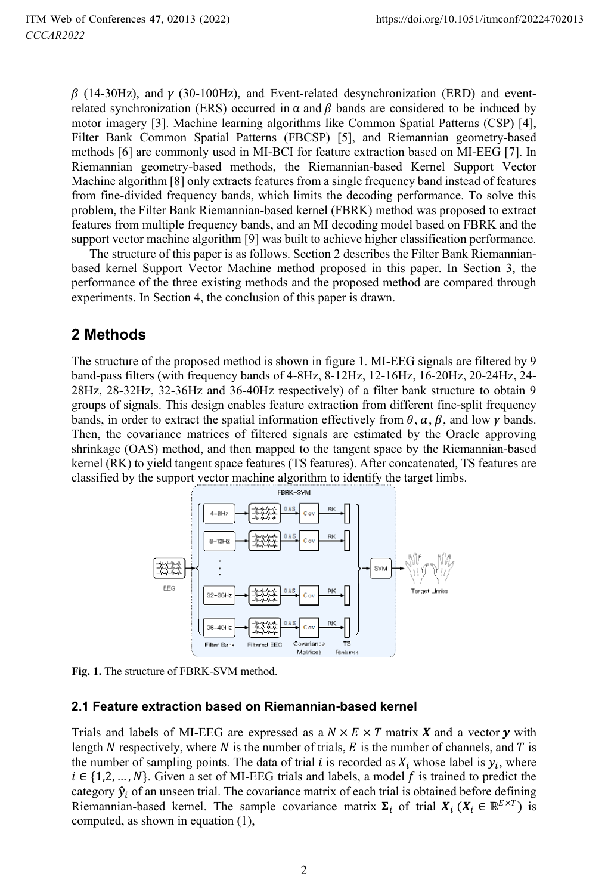$\beta$ (14-30Hz), and $\gamma$ (30-100Hz), and Event-related desynchronization (ERD) and event-related synchronization (ERS) occurred in $\alpha$ and $\beta$ bands are considered to be induced by motor imagery [3]. Machine learning algorithms like Common Spatial Patterns (CSP) [4], Filter Bank Common Spatial Patterns (FBCSP) [5], and Riemannian geometry-based methods [6] are commonly used in MI-BCI for feature extraction based on MI-EEG [7]. In Riemannian geometry-based methods, the Riemannian-based Kernel Support Vector Machine algorithm [8] only extracts features from a single frequency band instead of features from fine-divided frequency bands, which limits the decoding performance. To solve this problem, the Filter Bank Riemannian-based kernel (FBRK) method was proposed to extract features from multiple frequency bands, and an MI decoding model based on FBRK and the support vector machine algorithm [9] was built to achieve higher classification performance.

The structure of this paper is as follows. Section 2 describes the Filter Bank Riemannian-based kernel Support Vector Machine method proposed in this paper. In Section 3, the performance of the three existing methods and the proposed method are compared through experiments. In Section 4, the conclusion of this paper is drawn.

## 2 Methods

The structure of the proposed method is shown in figure 1. MI-EEG signals are filtered by 9 band-pass filters (with frequency bands of 4-8Hz, 8-12Hz, 12-16Hz, 16-20Hz, 20-24Hz, 24-28Hz, 28-32Hz, 32-36Hz and 36-40Hz respectively) of a filter bank structure to obtain 9 groups of signals. This design enables feature extraction from different fine-split frequency bands, in order to extract the spatial information effectively from $\theta$, $\alpha$, $\beta$, and low $\gamma$ bands. Then, the covariance matrices of filtered signals are estimated by the Oracle approving shrinkage (OAS) method, and then mapped to the tangent space by the Riemannian-based kernel (RK) to yield tangent space features (TS features). After concatenated, TS features are classified by the support vector machine algorithm to identify the target limbs.

**Fig. 1.** The structure of FBRK-SVM method.

### 2.1 Feature extraction based on Riemannian-based kernel

Trials and labels of MI-EEG are expressed as a $N \times E \times T$ matrix $\boldsymbol{X}$ and a vector $\boldsymbol{y}$ with length $N$ respectively, where $N$ is the number of trials, $E$ is the number of channels, and $T$ is the number of sampling points. The data of trial $i$ is recorded as $X_i$ whose label is $y_i$, where $i \in \{1,2,\ldots,N\}$. Given a set of MI-EEG trials and labels, a model $f$ is trained to predict the category $\hat{y}_i$ of an unseen trial. The covariance matrix of each trial is obtained before defining Riemannian-based kernel. The sample covariance matrix $\boldsymbol{\Sigma}_i$ of trial $\boldsymbol{X}_i$ ($\boldsymbol{X}_i \in \mathbb{R}^{E \times T}$) is computed, as shown in equation (1),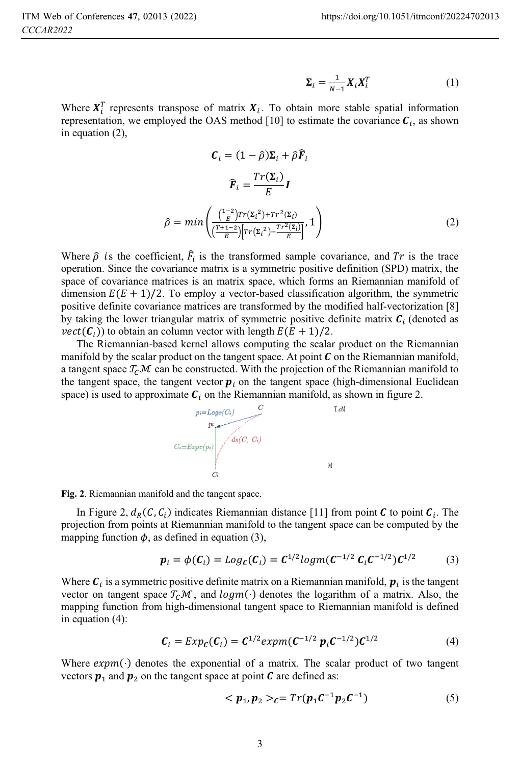$$\mathbf{\Sigma}_i = \frac{1}{N-1}\mathbf{X}_i\mathbf{X}_i^T \tag{1}$$

Where $\mathbf{X}_i^T$ represents transpose of matrix $\mathbf{X}_i$. To obtain more stable spatial information representation, we employed the OAS method [10] to estimate the covariance $\mathbf{C}_i$, as shown in equation (2),

$$\mathbf{C}_i = (1-\hat{\rho})\mathbf{\Sigma}_i + \hat{\rho}\widehat{\mathbf{F}}_i$$

$$\widehat{\mathbf{F}}_i = \frac{Tr(\mathbf{\Sigma}_i)}{E}\mathbf{I}$$

$$\hat{\rho} = min\left(\frac{\left(\frac{1-2}{E}\right)Tr(\mathbf{\Sigma}_i{}^2)+Tr^2(\mathbf{\Sigma}_i)}{\left(\frac{T+1-2}{E}\right)\left[Tr(\mathbf{\Sigma}_i{}^2)-\frac{Tr^2(\mathbf{\Sigma}_i)}{E}\right]}, 1\right) \tag{2}$$

Where $\hat{\rho}$ is the coefficient, $\widehat{F}_i$ is the transformed sample covariance, and $Tr$ is the trace operation. Since the covariance matrix is a symmetric positive definition (SPD) matrix, the space of covariance matrices is an matrix space, which forms an Riemannian manifold of dimension $E(E+1)/2$. To employ a vector-based classification algorithm, the symmetric positive definite covariance matrices are transformed by the modified half-vectorization [8] by taking the lower triangular matrix of symmetric positive definite matrix $\mathbf{C}_i$ (denoted as $vect(\mathbf{C}_i)$) to obtain an column vector with length $E(E+1)/2$.

The Riemannian-based kernel allows computing the scalar product on the Riemannian manifold by the scalar product on the tangent space. At point $\mathbf{C}$ on the Riemannian manifold, a tangent space $\mathcal{T}_C\mathcal{M}$ can be constructed. With the projection of the Riemannian manifold to the tangent space, the tangent vector $\mathbf{p}_i$ on the tangent space (high-dimensional Euclidean space) is used to approximate $\mathbf{C}_i$ on the Riemannian manifold, as shown in figure 2.

**Fig. 2**. Riemannian manifold and the tangent space.

In Figure 2, $d_R(C, C_i)$ indicates Riemannian distance [11] from point $\mathbf{C}$ to point $\mathbf{C}_i$. The projection from points at Riemannian manifold to the tangent space can be computed by the mapping function $\phi$, as defined in equation (3),

$$\mathbf{p}_i = \phi(\mathbf{C}_i) = Log_{\mathbf{C}}(\mathbf{C}_i) = \mathbf{C}^{1/2}logm(\mathbf{C}^{-1/2}\,\mathbf{C}_i\mathbf{C}^{-1/2})\mathbf{C}^{1/2} \tag{3}$$

Where $\mathbf{C}_i$ is a symmetric positive definite matrix on a Riemannian manifold, $\mathbf{p}_i$ is the tangent vector on tangent space $\mathcal{T}_C\mathcal{M}$, and $logm(\cdot)$ denotes the logarithm of a matrix. Also, the mapping function from high-dimensional tangent space to Riemannian manifold is defined in equation (4):

$$\mathbf{C}_i = Exp_{\mathbf{C}}(\mathbf{C}_i) = \mathbf{C}^{1/2}expm(\mathbf{C}^{-1/2}\,\mathbf{p}_i\mathbf{C}^{-1/2})\mathbf{C}^{1/2} \tag{4}$$

Where $expm(\cdot)$ denotes the exponential of a matrix. The scalar product of two tangent vectors $\mathbf{p}_1$ and $\mathbf{p}_2$ on the tangent space at point $\mathbf{C}$ are defined as:

$$<\mathbf{p}_1, \mathbf{p}_2>_{\mathbf{C}} = Tr(\mathbf{p}_1\mathbf{C}^{-1}\mathbf{p}_2\mathbf{C}^{-1}) \tag{5}$$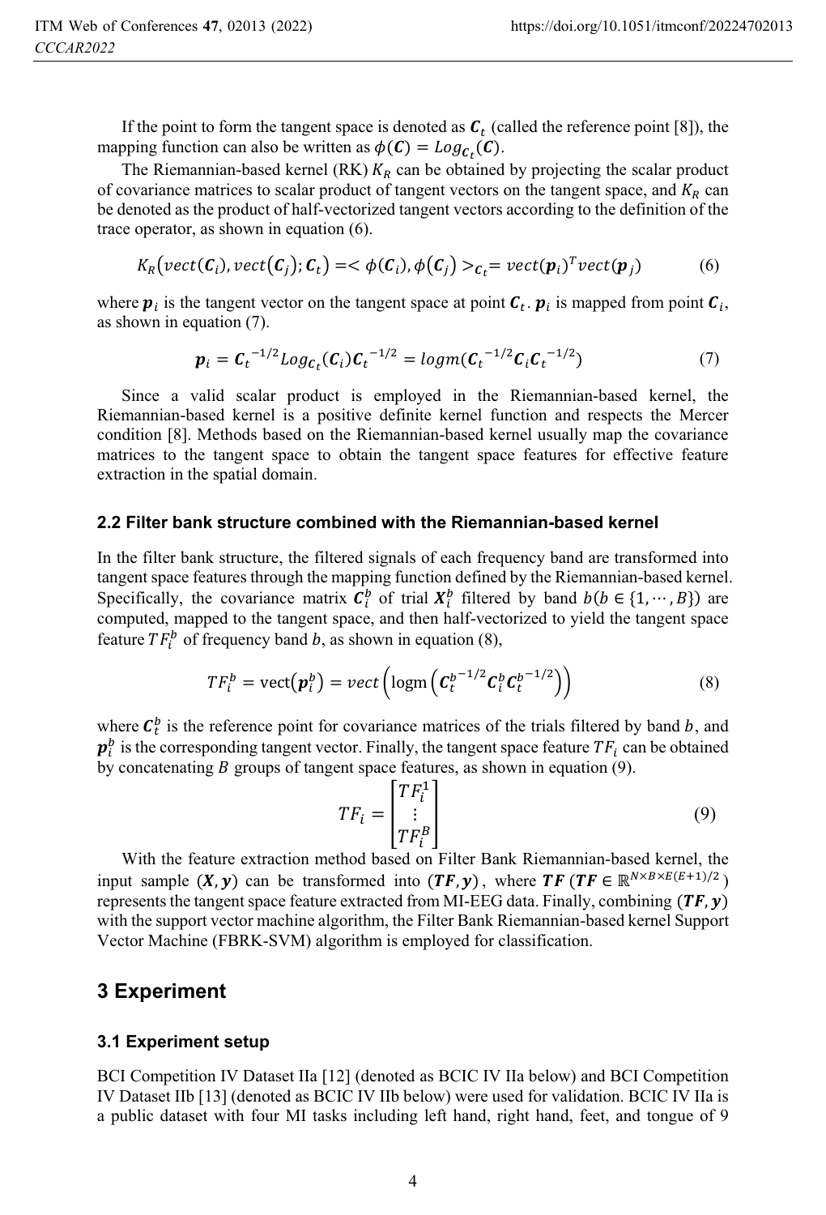If the point to form the tangent space is denoted as $\boldsymbol{C}_t$ (called the reference point [8]), the mapping function can also be written as $\phi(\boldsymbol{C}) = Log_{\boldsymbol{C}_t}(\boldsymbol{C})$.

The Riemannian-based kernel (RK) $K_R$ can be obtained by projecting the scalar product of covariance matrices to scalar product of tangent vectors on the tangent space, and $K_R$ can be denoted as the product of half-vectorized tangent vectors according to the definition of the trace operator, as shown in equation (6).

$$K_R\left(vect(\boldsymbol{C}_i), vect(\boldsymbol{C}_j); \boldsymbol{C}_t\right) = < \phi(\boldsymbol{C}_i), \phi(\boldsymbol{C}_j) >_{\boldsymbol{C}_t} = vect(\boldsymbol{p}_i)^T vect(\boldsymbol{p}_j) \tag{6}$$

where $\boldsymbol{p}_i$ is the tangent vector on the tangent space at point $\boldsymbol{C}_t$. $\boldsymbol{p}_i$ is mapped from point $\boldsymbol{C}_i$, as shown in equation (7).

$$\boldsymbol{p}_i = \boldsymbol{C}_t^{-1/2} Log_{\boldsymbol{C}_t}(\boldsymbol{C}_i) \boldsymbol{C}_t^{-1/2} = logm(\boldsymbol{C}_t^{-1/2} \boldsymbol{C}_i \boldsymbol{C}_t^{-1/2}) \tag{7}$$

Since a valid scalar product is employed in the Riemannian-based kernel, the Riemannian-based kernel is a positive definite kernel function and respects the Mercer condition [8]. Methods based on the Riemannian-based kernel usually map the covariance matrices to the tangent space to obtain the tangent space features for effective feature extraction in the spatial domain.

### 2.2 Filter bank structure combined with the Riemannian-based kernel

In the filter bank structure, the filtered signals of each frequency band are transformed into tangent space features through the mapping function defined by the Riemannian-based kernel. Specifically, the covariance matrix $\boldsymbol{C}_i^b$ of trial $\boldsymbol{X}_i^b$ filtered by band $b (b \in \{1, \cdots, B\})$ are computed, mapped to the tangent space, and then half-vectorized to yield the tangent space feature $TF_i^b$ of frequency band $b$, as shown in equation (8),

$$TF_i^b = \text{vect}(\boldsymbol{p}_i^b) = vect\left(\text{logm}\left(\boldsymbol{C}_t^{b^{-1/2}} \boldsymbol{C}_i^b \boldsymbol{C}_t^{b^{-1/2}}\right)\right) \tag{8}$$

where $\boldsymbol{C}_t^b$ is the reference point for covariance matrices of the trials filtered by band $b$, and $\boldsymbol{p}_i^b$ is the corresponding tangent vector. Finally, the tangent space feature $TF_i$ can be obtained by concatenating $B$ groups of tangent space features, as shown in equation (9).

$$TF_i = \begin{bmatrix} TF_i^1 \\ \vdots \\ TF_i^B \end{bmatrix} \tag{9}$$

With the feature extraction method based on Filter Bank Riemannian-based kernel, the input sample $(\boldsymbol{X}, \boldsymbol{y})$ can be transformed into $(\boldsymbol{TF}, \boldsymbol{y})$, where $\boldsymbol{TF}$ ($\boldsymbol{TF} \in \mathbb{R}^{N \times B \times E(E+1)/2}$) represents the tangent space feature extracted from MI-EEG data. Finally, combining $(\boldsymbol{TF}, \boldsymbol{y})$ with the support vector machine algorithm, the Filter Bank Riemannian-based kernel Support Vector Machine (FBRK-SVM) algorithm is employed for classification.

## 3 Experiment

### 3.1 Experiment setup

BCI Competition IV Dataset IIa [12] (denoted as BCIC IV IIa below) and BCI Competition IV Dataset IIb [13] (denoted as BCIC IV IIb below) were used for validation. BCIC IV IIa is a public dataset with four MI tasks including left hand, right hand, feet, and tongue of 9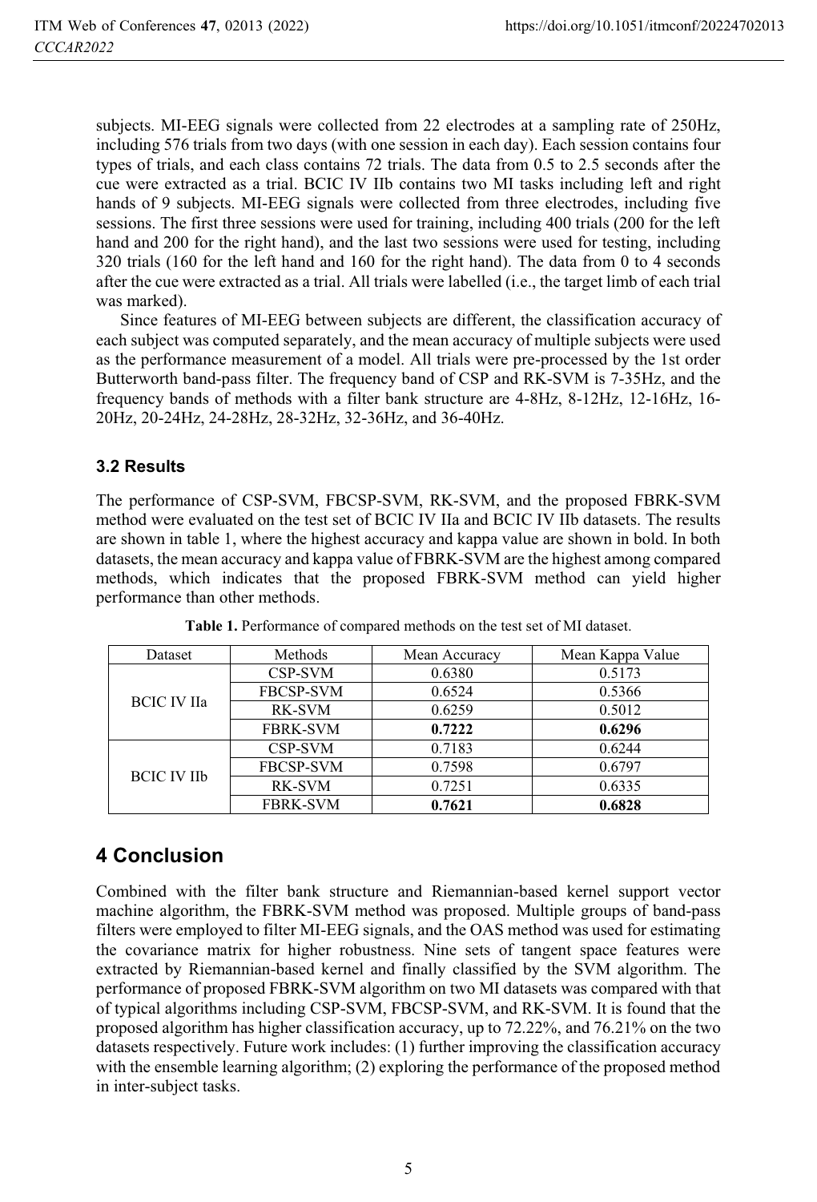subjects. MI-EEG signals were collected from 22 electrodes at a sampling rate of 250Hz, including 576 trials from two days (with one session in each day). Each session contains four types of trials, and each class contains 72 trials. The data from 0.5 to 2.5 seconds after the cue were extracted as a trial. BCIC IV IIb contains two MI tasks including left and right hands of 9 subjects. MI-EEG signals were collected from three electrodes, including five sessions. The first three sessions were used for training, including 400 trials (200 for the left hand and 200 for the right hand), and the last two sessions were used for testing, including 320 trials (160 for the left hand and 160 for the right hand). The data from 0 to 4 seconds after the cue were extracted as a trial. All trials were labelled (i.e., the target limb of each trial was marked).

Since features of MI-EEG between subjects are different, the classification accuracy of each subject was computed separately, and the mean accuracy of multiple subjects were used as the performance measurement of a model. All trials were pre-processed by the 1st order Butterworth band-pass filter. The frequency band of CSP and RK-SVM is 7-35Hz, and the frequency bands of methods with a filter bank structure are 4-8Hz, 8-12Hz, 12-16Hz, 16-20Hz, 20-24Hz, 24-28Hz, 28-32Hz, 32-36Hz, and 36-40Hz.

### 3.2 Results

The performance of CSP-SVM, FBCSP-SVM, RK-SVM, and the proposed FBRK-SVM method were evaluated on the test set of BCIC IV IIa and BCIC IV IIb datasets. The results are shown in table 1, where the highest accuracy and kappa value are shown in bold. In both datasets, the mean accuracy and kappa value of FBRK-SVM are the highest among compared methods, which indicates that the proposed FBRK-SVM method can yield higher performance than other methods.

**Table 1.** Performance of compared methods on the test set of MI dataset.

| Dataset | Methods | Mean Accuracy | Mean Kappa Value |
|---|---|---|---|
| BCIC IV IIa | CSP-SVM | 0.6380 | 0.5173 |
| | FBCSP-SVM | 0.6524 | 0.5366 |
| | RK-SVM | 0.6259 | 0.5012 |
| | FBRK-SVM | **0.7222** | **0.6296** |
| BCIC IV IIb | CSP-SVM | 0.7183 | 0.6244 |
| | FBCSP-SVM | 0.7598 | 0.6797 |
| | RK-SVM | 0.7251 | 0.6335 |
| | FBRK-SVM | **0.7621** | **0.6828** |

## 4 Conclusion

Combined with the filter bank structure and Riemannian-based kernel support vector machine algorithm, the FBRK-SVM method was proposed. Multiple groups of band-pass filters were employed to filter MI-EEG signals, and the OAS method was used for estimating the covariance matrix for higher robustness. Nine sets of tangent space features were extracted by Riemannian-based kernel and finally classified by the SVM algorithm. The performance of proposed FBRK-SVM algorithm on two MI datasets was compared with that of typical algorithms including CSP-SVM, FBCSP-SVM, and RK-SVM. It is found that the proposed algorithm has higher classification accuracy, up to 72.22%, and 76.21% on the two datasets respectively. Future work includes: (1) further improving the classification accuracy with the ensemble learning algorithm; (2) exploring the performance of the proposed method in inter-subject tasks.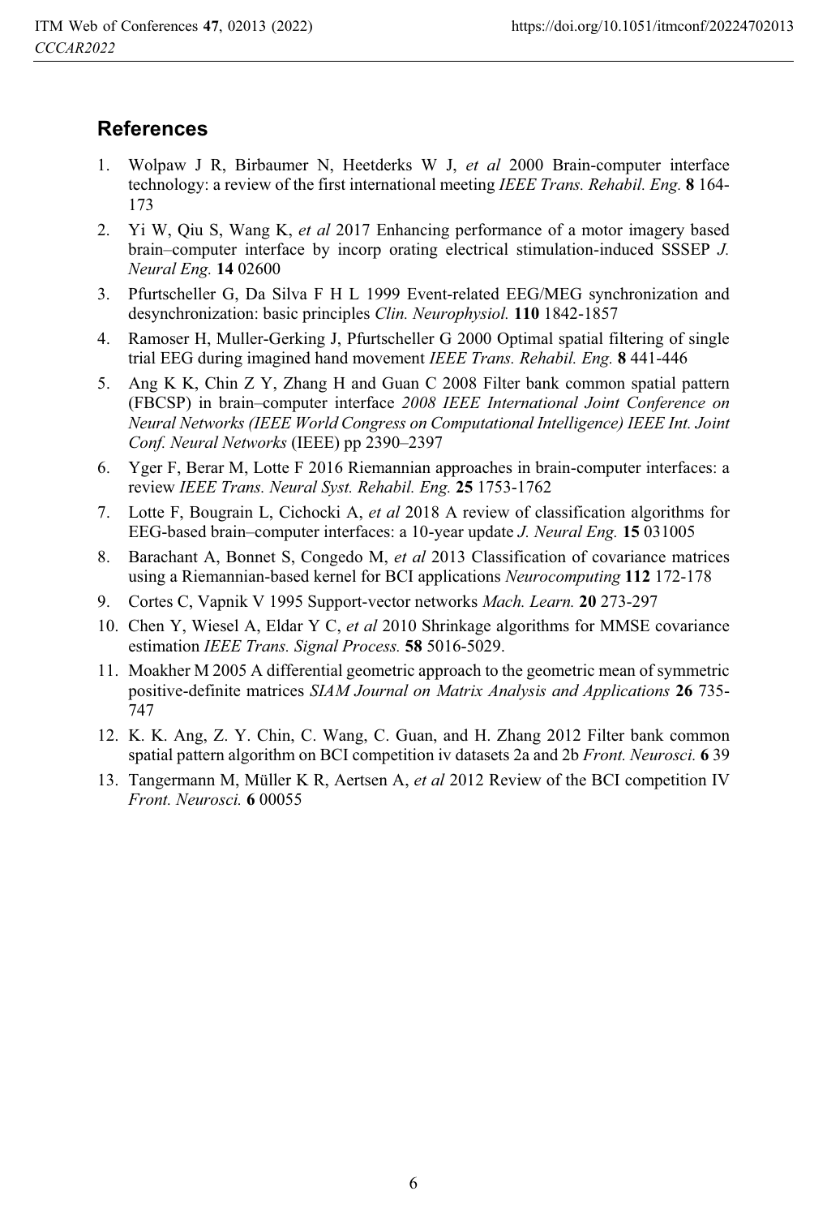## References

1. Wolpaw J R, Birbaumer N, Heetderks W J, *et al* 2000 Brain-computer interface technology: a review of the first international meeting *IEEE Trans. Rehabil. Eng.* **8** 164-173
2. Yi W, Qiu S, Wang K, *et al* 2017 Enhancing performance of a motor imagery based brain–computer interface by incorp orating electrical stimulation-induced SSSEP *J. Neural Eng.* **14** 02600
3. Pfurtscheller G, Da Silva F H L 1999 Event-related EEG/MEG synchronization and desynchronization: basic principles *Clin. Neurophysiol.* **110** 1842-1857
4. Ramoser H, Muller-Gerking J, Pfurtscheller G 2000 Optimal spatial filtering of single trial EEG during imagined hand movement *IEEE Trans. Rehabil. Eng.* **8** 441-446
5. Ang K K, Chin Z Y, Zhang H and Guan C 2008 Filter bank common spatial pattern (FBCSP) in brain–computer interface *2008 IEEE International Joint Conference on Neural Networks (IEEE World Congress on Computational Intelligence) IEEE Int. Joint Conf. Neural Networks* (IEEE) pp 2390–2397
6. Yger F, Berar M, Lotte F 2016 Riemannian approaches in brain-computer interfaces: a review *IEEE Trans. Neural Syst. Rehabil. Eng.* **25** 1753-1762
7. Lotte F, Bougrain L, Cichocki A, *et al* 2018 A review of classification algorithms for EEG-based brain–computer interfaces: a 10-year update *J. Neural Eng.* **15** 031005
8. Barachant A, Bonnet S, Congedo M, *et al* 2013 Classification of covariance matrices using a Riemannian-based kernel for BCI applications *Neurocomputing* **112** 172-178
9. Cortes C, Vapnik V 1995 Support-vector networks *Mach. Learn.* **20** 273-297
10. Chen Y, Wiesel A, Eldar Y C, *et al* 2010 Shrinkage algorithms for MMSE covariance estimation *IEEE Trans. Signal Process.* **58** 5016-5029.
11. Moakher M 2005 A differential geometric approach to the geometric mean of symmetric positive-definite matrices *SIAM Journal on Matrix Analysis and Applications* **26** 735-747
12. K. K. Ang, Z. Y. Chin, C. Wang, C. Guan, and H. Zhang 2012 Filter bank common spatial pattern algorithm on BCI competition iv datasets 2a and 2b *Front. Neurosci.* **6** 39
13. Tangermann M, Müller K R, Aertsen A, *et al* 2012 Review of the BCI competition IV *Front. Neurosci.* **6** 00055